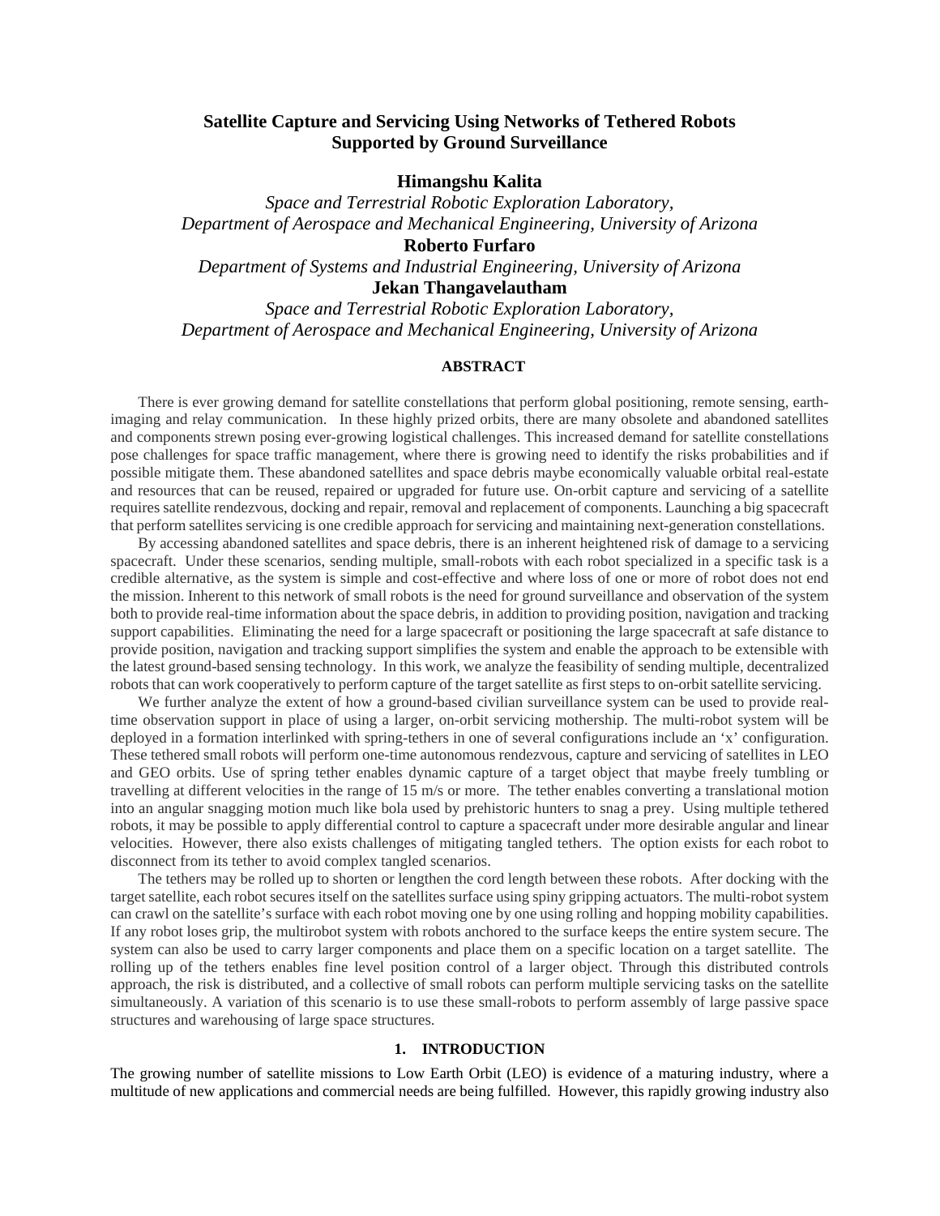# Satellite Capture and Servicing Using Networks of Tethered Robots Supported by Ground Surveillance

**Himangshu Kalita**

*Space and Terrestrial Robotic Exploration Laboratory,*
*Department of Aerospace and Mechanical Engineering, University of Arizona*

**Roberto Furfaro**

*Department of Systems and Industrial Engineering, University of Arizona*

**Jekan Thangavelautham**

*Space and Terrestrial Robotic Exploration Laboratory,*
*Department of Aerospace and Mechanical Engineering, University of Arizona*

## ABSTRACT

There is ever growing demand for satellite constellations that perform global positioning, remote sensing, earth-imaging and relay communication. In these highly prized orbits, there are many obsolete and abandoned satellites and components strewn posing ever-growing logistical challenges. This increased demand for satellite constellations pose challenges for space traffic management, where there is growing need to identify the risks probabilities and if possible mitigate them. These abandoned satellites and space debris maybe economically valuable orbital real-estate and resources that can be reused, repaired or upgraded for future use. On-orbit capture and servicing of a satellite requires satellite rendezvous, docking and repair, removal and replacement of components. Launching a big spacecraft that perform satellites servicing is one credible approach for servicing and maintaining next-generation constellations.

By accessing abandoned satellites and space debris, there is an inherent heightened risk of damage to a servicing spacecraft. Under these scenarios, sending multiple, small-robots with each robot specialized in a specific task is a credible alternative, as the system is simple and cost-effective and where loss of one or more of robot does not end the mission. Inherent to this network of small robots is the need for ground surveillance and observation of the system both to provide real-time information about the space debris, in addition to providing position, navigation and tracking support capabilities. Eliminating the need for a large spacecraft or positioning the large spacecraft at safe distance to provide position, navigation and tracking support simplifies the system and enable the approach to be extensible with the latest ground-based sensing technology. In this work, we analyze the feasibility of sending multiple, decentralized robots that can work cooperatively to perform capture of the target satellite as first steps to on-orbit satellite servicing.

We further analyze the extent of how a ground-based civilian surveillance system can be used to provide real-time observation support in place of using a larger, on-orbit servicing mothership. The multi-robot system will be deployed in a formation interlinked with spring-tethers in one of several configurations include an 'x' configuration. These tethered small robots will perform one-time autonomous rendezvous, capture and servicing of satellites in LEO and GEO orbits. Use of spring tether enables dynamic capture of a target object that maybe freely tumbling or travelling at different velocities in the range of 15 m/s or more. The tether enables converting a translational motion into an angular snagging motion much like bola used by prehistoric hunters to snag a prey. Using multiple tethered robots, it may be possible to apply differential control to capture a spacecraft under more desirable angular and linear velocities. However, there also exists challenges of mitigating tangled tethers. The option exists for each robot to disconnect from its tether to avoid complex tangled scenarios.

The tethers may be rolled up to shorten or lengthen the cord length between these robots. After docking with the target satellite, each robot secures itself on the satellites surface using spiny gripping actuators. The multi-robot system can crawl on the satellite's surface with each robot moving one by one using rolling and hopping mobility capabilities. If any robot loses grip, the multirobot system with robots anchored to the surface keeps the entire system secure. The system can also be used to carry larger components and place them on a specific location on a target satellite. The rolling up of the tethers enables fine level position control of a larger object. Through this distributed controls approach, the risk is distributed, and a collective of small robots can perform multiple servicing tasks on the satellite simultaneously. A variation of this scenario is to use these small-robots to perform assembly of large passive space structures and warehousing of large space structures.

## 1. INTRODUCTION

The growing number of satellite missions to Low Earth Orbit (LEO) is evidence of a maturing industry, where a multitude of new applications and commercial needs are being fulfilled. However, this rapidly growing industry also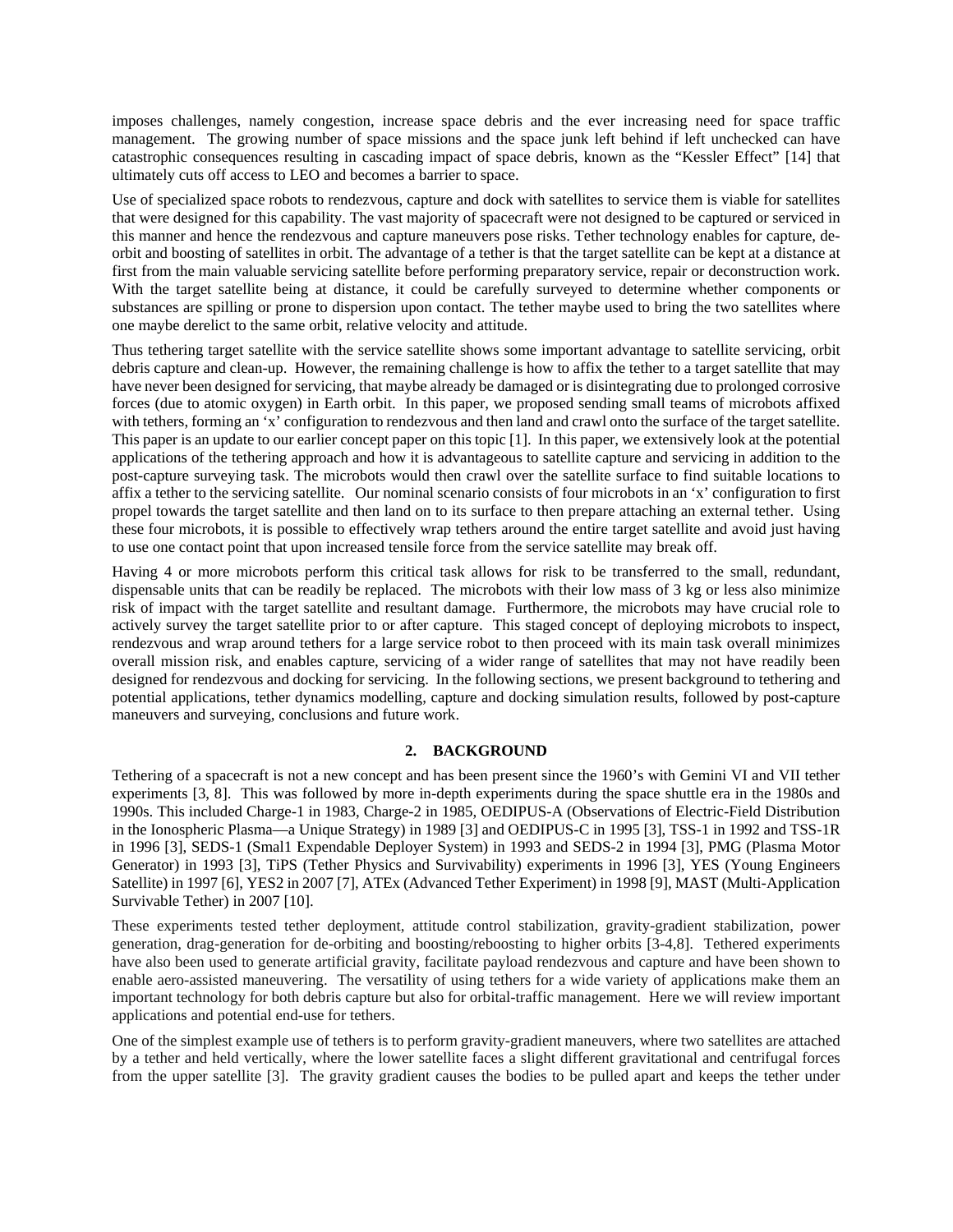imposes challenges, namely congestion, increase space debris and the ever increasing need for space traffic management. The growing number of space missions and the space junk left behind if left unchecked can have catastrophic consequences resulting in cascading impact of space debris, known as the "Kessler Effect" [14] that ultimately cuts off access to LEO and becomes a barrier to space.

Use of specialized space robots to rendezvous, capture and dock with satellites to service them is viable for satellites that were designed for this capability. The vast majority of spacecraft were not designed to be captured or serviced in this manner and hence the rendezvous and capture maneuvers pose risks. Tether technology enables for capture, de-orbit and boosting of satellites in orbit. The advantage of a tether is that the target satellite can be kept at a distance at first from the main valuable servicing satellite before performing preparatory service, repair or deconstruction work. With the target satellite being at distance, it could be carefully surveyed to determine whether components or substances are spilling or prone to dispersion upon contact. The tether maybe used to bring the two satellites where one maybe derelict to the same orbit, relative velocity and attitude.

Thus tethering target satellite with the service satellite shows some important advantage to satellite servicing, orbit debris capture and clean-up. However, the remaining challenge is how to affix the tether to a target satellite that may have never been designed for servicing, that maybe already be damaged or is disintegrating due to prolonged corrosive forces (due to atomic oxygen) in Earth orbit. In this paper, we proposed sending small teams of microbots affixed with tethers, forming an 'x' configuration to rendezvous and then land and crawl onto the surface of the target satellite. This paper is an update to our earlier concept paper on this topic [1]. In this paper, we extensively look at the potential applications of the tethering approach and how it is advantageous to satellite capture and servicing in addition to the post-capture surveying task. The microbots would then crawl over the satellite surface to find suitable locations to affix a tether to the servicing satellite. Our nominal scenario consists of four microbots in an 'x' configuration to first propel towards the target satellite and then land on to its surface to then prepare attaching an external tether. Using these four microbots, it is possible to effectively wrap tethers around the entire target satellite and avoid just having to use one contact point that upon increased tensile force from the service satellite may break off.

Having 4 or more microbots perform this critical task allows for risk to be transferred to the small, redundant, dispensable units that can be readily be replaced. The microbots with their low mass of 3 kg or less also minimize risk of impact with the target satellite and resultant damage. Furthermore, the microbots may have crucial role to actively survey the target satellite prior to or after capture. This staged concept of deploying microbots to inspect, rendezvous and wrap around tethers for a large service robot to then proceed with its main task overall minimizes overall mission risk, and enables capture, servicing of a wider range of satellites that may not have readily been designed for rendezvous and docking for servicing. In the following sections, we present background to tethering and potential applications, tether dynamics modelling, capture and docking simulation results, followed by post-capture maneuvers and surveying, conclusions and future work.

## 2. BACKGROUND

Tethering of a spacecraft is not a new concept and has been present since the 1960's with Gemini VI and VII tether experiments [3, 8]. This was followed by more in-depth experiments during the space shuttle era in the 1980s and 1990s. This included Charge-1 in 1983, Charge-2 in 1985, OEDIPUS-A (Observations of Electric-Field Distribution in the Ionospheric Plasma—a Unique Strategy) in 1989 [3] and OEDIPUS-C in 1995 [3], TSS-1 in 1992 and TSS-1R in 1996 [3], SEDS-1 (Smal1 Expendable Deployer System) in 1993 and SEDS-2 in 1994 [3], PMG (Plasma Motor Generator) in 1993 [3], TiPS (Tether Physics and Survivability) experiments in 1996 [3], YES (Young Engineers Satellite) in 1997 [6], YES2 in 2007 [7], ATEx (Advanced Tether Experiment) in 1998 [9], MAST (Multi-Application Survivable Tether) in 2007 [10].

These experiments tested tether deployment, attitude control stabilization, gravity-gradient stabilization, power generation, drag-generation for de-orbiting and boosting/reboosting to higher orbits [3-4,8]. Tethered experiments have also been used to generate artificial gravity, facilitate payload rendezvous and capture and have been shown to enable aero-assisted maneuvering. The versatility of using tethers for a wide variety of applications make them an important technology for both debris capture but also for orbital-traffic management. Here we will review important applications and potential end-use for tethers.

One of the simplest example use of tethers is to perform gravity-gradient maneuvers, where two satellites are attached by a tether and held vertically, where the lower satellite faces a slight different gravitational and centrifugal forces from the upper satellite [3]. The gravity gradient causes the bodies to be pulled apart and keeps the tether under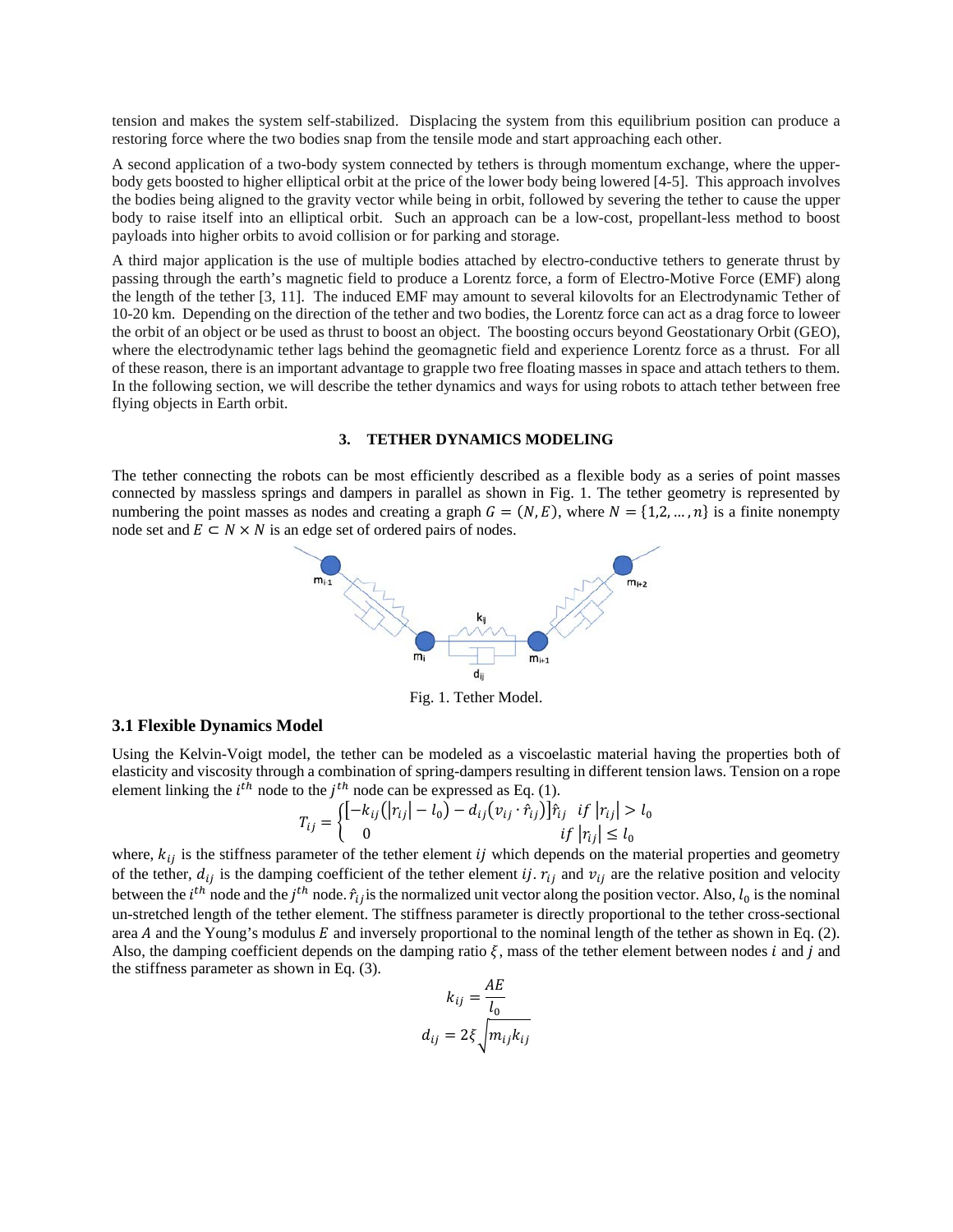tension and makes the system self-stabilized. Displacing the system from this equilibrium position can produce a restoring force where the two bodies snap from the tensile mode and start approaching each other.

A second application of a two-body system connected by tethers is through momentum exchange, where the upper-body gets boosted to higher elliptical orbit at the price of the lower body being lowered [4-5]. This approach involves the bodies being aligned to the gravity vector while being in orbit, followed by severing the tether to cause the upper body to raise itself into an elliptical orbit. Such an approach can be a low-cost, propellant-less method to boost payloads into higher orbits to avoid collision or for parking and storage.

A third major application is the use of multiple bodies attached by electro-conductive tethers to generate thrust by passing through the earth's magnetic field to produce a Lorentz force, a form of Electro-Motive Force (EMF) along the length of the tether [3, 11]. The induced EMF may amount to several kilovolts for an Electrodynamic Tether of 10-20 km. Depending on the direction of the tether and two bodies, the Lorentz force can act as a drag force to loweer the orbit of an object or be used as thrust to boost an object. The boosting occurs beyond Geostationary Orbit (GEO), where the electrodynamic tether lags behind the geomagnetic field and experience Lorentz force as a thrust. For all of these reason, there is an important advantage to grapple two free floating masses in space and attach tethers to them. In the following section, we will describe the tether dynamics and ways for using robots to attach tether between free flying objects in Earth orbit.

## 3. TETHER DYNAMICS MODELING

The tether connecting the robots can be most efficiently described as a flexible body as a series of point masses connected by massless springs and dampers in parallel as shown in Fig. 1. The tether geometry is represented by numbering the point masses as nodes and creating a graph $G = (N, E)$, where $N = \{1,2, \ldots, n\}$ is a finite nonempty node set and $E \subset N \times N$ is an edge set of ordered pairs of nodes.

Fig. 1. Tether Model.

### 3.1 Flexible Dynamics Model

Using the Kelvin-Voigt model, the tether can be modeled as a viscoelastic material having the properties both of elasticity and viscosity through a combination of spring-dampers resulting in different tension laws. Tension on a rope element linking the $i^{th}$ node to the $j^{th}$ node can be expressed as Eq. (1).

$$T_{ij} = \begin{cases} \left[-k_{ij}\left(|r_{ij}| - l_0\right) - d_{ij}\left(v_{ij} \cdot \hat{r}_{ij}\right)\right]\hat{r}_{ij} & if\ |r_{ij}| > l_0 \\ 0 & if\ |r_{ij}| \leq l_0 \end{cases}$$

where, $k_{ij}$ is the stiffness parameter of the tether element $ij$ which depends on the material properties and geometry of the tether, $d_{ij}$ is the damping coefficient of the tether element $ij$. $r_{ij}$ and $v_{ij}$ are the relative position and velocity between the $i^{th}$ node and the $j^{th}$ node. $\hat{r}_{ij}$ is the normalized unit vector along the position vector. Also, $l_0$ is the nominal un-stretched length of the tether element. The stiffness parameter is directly proportional to the tether cross-sectional area $A$ and the Young's modulus $E$ and inversely proportional to the nominal length of the tether as shown in Eq. (2). Also, the damping coefficient depends on the damping ratio $\xi$, mass of the tether element between nodes $i$ and $j$ and the stiffness parameter as shown in Eq. (3).

$$k_{ij} = \frac{AE}{l_0}$$

$$d_{ij} = 2\xi\sqrt{m_{ij}k_{ij}}$$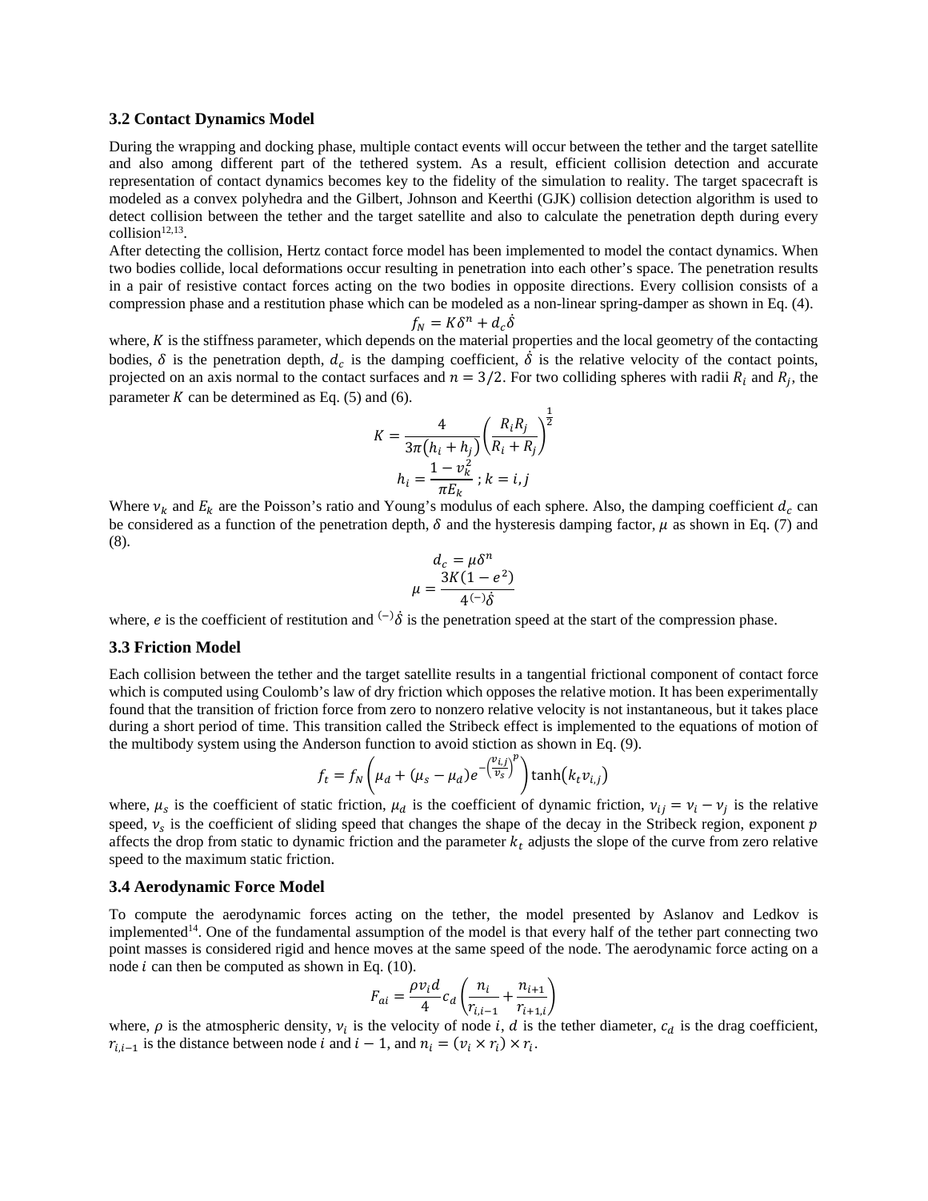### 3.2 Contact Dynamics Model

During the wrapping and docking phase, multiple contact events will occur between the tether and the target satellite and also among different part of the tethered system. As a result, efficient collision detection and accurate representation of contact dynamics becomes key to the fidelity of the simulation to reality. The target spacecraft is modeled as a convex polyhedra and the Gilbert, Johnson and Keerthi (GJK) collision detection algorithm is used to detect collision between the tether and the target satellite and also to calculate the penetration depth during every collision[12,13].

After detecting the collision, Hertz contact force model has been implemented to model the contact dynamics. When two bodies collide, local deformations occur resulting in penetration into each other's space. The penetration results in a pair of resistive contact forces acting on the two bodies in opposite directions. Every collision consists of a compression phase and a restitution phase which can be modeled as a non-linear spring-damper as shown in Eq. (4).

$$f_N = K\delta^n + d_c\dot{\delta}$$

where, $K$ is the stiffness parameter, which depends on the material properties and the local geometry of the contacting bodies, $\delta$ is the penetration depth, $d_c$ is the damping coefficient, $\dot{\delta}$ is the relative velocity of the contact points, projected on an axis normal to the contact surfaces and $n = 3/2$. For two colliding spheres with radii $R_i$ and $R_j$, the parameter $K$ can be determined as Eq. (5) and (6).

$$K = \frac{4}{3\pi(h_i + h_j)}\left(\frac{R_i R_j}{R_i + R_j}\right)^{\frac{1}{2}}$$

$$h_i = \frac{1 - v_k^2}{\pi E_k}\ ;\ k = i, j$$

Where $v_k$ and $E_k$ are the Poisson's ratio and Young's modulus of each sphere. Also, the damping coefficient $d_c$ can be considered as a function of the penetration depth, $\delta$ and the hysteresis damping factor, $\mu$ as shown in Eq. (7) and (8).

$$d_c = \mu\delta^n$$

$$\mu = \frac{3K(1 - e^2)}{4\,{}^{(-)}\dot{\delta}}$$

where, $e$ is the coefficient of restitution and ${}^{(-)}\dot{\delta}$ is the penetration speed at the start of the compression phase.

### 3.3 Friction Model

Each collision between the tether and the target satellite results in a tangential frictional component of contact force which is computed using Coulomb's law of dry friction which opposes the relative motion. It has been experimentally found that the transition of friction force from zero to nonzero relative velocity is not instantaneous, but it takes place during a short period of time. This transition called the Stribeck effect is implemented to the equations of motion of the multibody system using the Anderson function to avoid stiction as shown in Eq. (9).

$$f_t = f_N\left(\mu_d + (\mu_s - \mu_d)e^{-\left(\frac{v_{i,j}}{v_s}\right)^p}\right)\tanh\left(k_t v_{i,j}\right)$$

where, $\mu_s$ is the coefficient of static friction, $\mu_d$ is the coefficient of dynamic friction, $v_{ij} = v_i - v_j$ is the relative speed, $v_s$ is the coefficient of sliding speed that changes the shape of the decay in the Stribeck region, exponent $p$ affects the drop from static to dynamic friction and the parameter $k_t$ adjusts the slope of the curve from zero relative speed to the maximum static friction.

### 3.4 Aerodynamic Force Model

To compute the aerodynamic forces acting on the tether, the model presented by Aslanov and Ledkov is implemented[14]. One of the fundamental assumption of the model is that every half of the tether part connecting two point masses is considered rigid and hence moves at the same speed of the node. The aerodynamic force acting on a node $i$ can then be computed as shown in Eq. (10).

$$F_{ai} = \frac{\rho v_i d}{4}c_d\left(\frac{n_i}{r_{i,i-1}} + \frac{n_{i+1}}{r_{i+1,i}}\right)$$

where, $\rho$ is the atmospheric density, $v_i$ is the velocity of node $i$, $d$ is the tether diameter, $c_d$ is the drag coefficient, $r_{i,i-1}$ is the distance between node $i$ and $i - 1$, and $n_i = (v_i \times r_i) \times r_i$.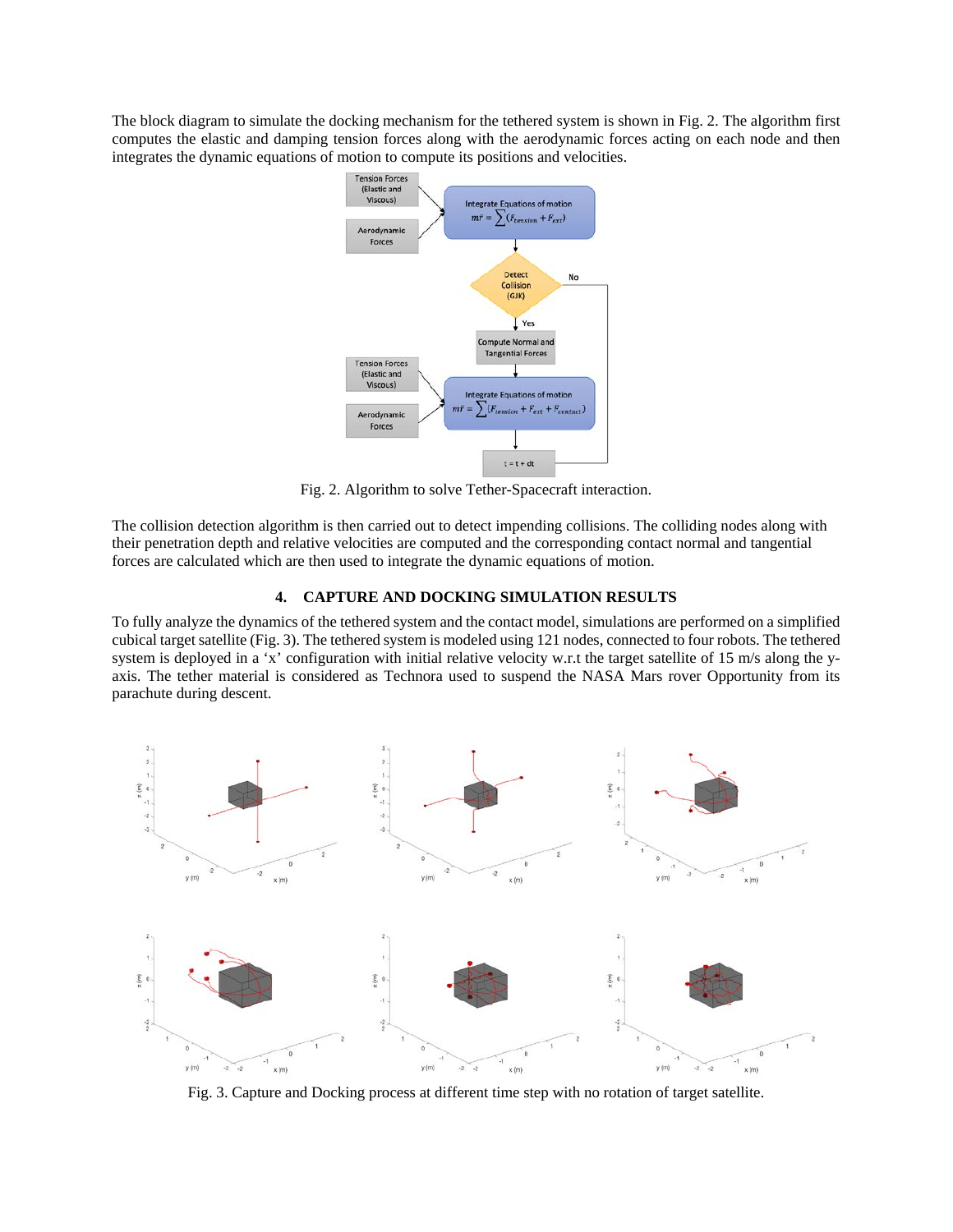The block diagram to simulate the docking mechanism for the tethered system is shown in Fig. 2. The algorithm first computes the elastic and damping tension forces along with the aerodynamic forces acting on each node and then integrates the dynamic equations of motion to compute its positions and velocities.

Fig. 2. Algorithm to solve Tether-Spacecraft interaction.

The collision detection algorithm is then carried out to detect impending collisions. The colliding nodes along with their penetration depth and relative velocities are computed and the corresponding contact normal and tangential forces are calculated which are then used to integrate the dynamic equations of motion.

## 4. CAPTURE AND DOCKING SIMULATION RESULTS

To fully analyze the dynamics of the tethered system and the contact model, simulations are performed on a simplified cubical target satellite (Fig. 3). The tethered system is modeled using 121 nodes, connected to four robots. The tethered system is deployed in a 'x' configuration with initial relative velocity w.r.t the target satellite of 15 m/s along the y-axis. The tether material is considered as Technora used to suspend the NASA Mars rover Opportunity from its parachute during descent.

Fig. 3. Capture and Docking process at different time step with no rotation of target satellite.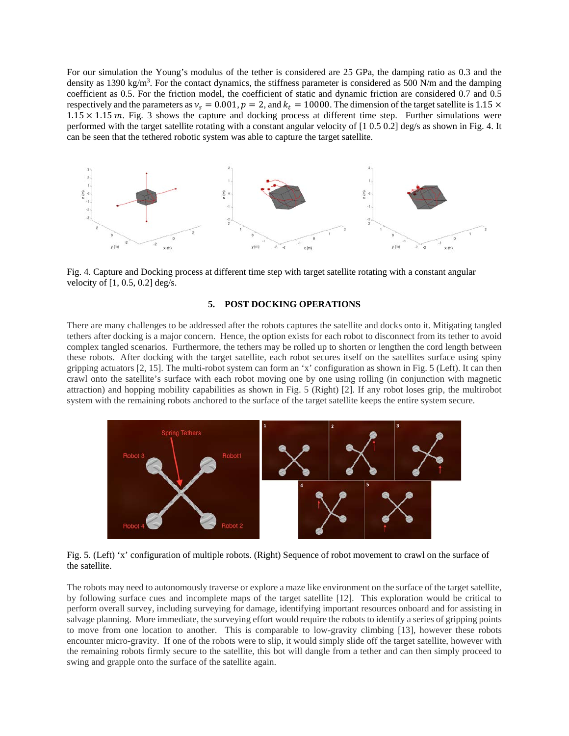For our simulation the Young's modulus of the tether is considered are 25 GPa, the damping ratio as 0.3 and the density as 1390 kg/m$^3$. For the contact dynamics, the stiffness parameter is considered as 500 N/m and the damping coefficient as 0.5. For the friction model, the coefficient of static and dynamic friction are considered 0.7 and 0.5 respectively and the parameters as $v_s = 0.001, p = 2,$ and $k_t = 10000$. The dimension of the target satellite is $1.15 \times 1.15 \times 1.15\ m$. Fig. 3 shows the capture and docking process at different time step. Further simulations were performed with the target satellite rotating with a constant angular velocity of [1 0.5 0.2] deg/s as shown in Fig. 4. It can be seen that the tethered robotic system was able to capture the target satellite.

Fig. 4. Capture and Docking process at different time step with target satellite rotating with a constant angular velocity of [1, 0.5, 0.2] deg/s.

## 5. POST DOCKING OPERATIONS

There are many challenges to be addressed after the robots captures the satellite and docks onto it. Mitigating tangled tethers after docking is a major concern. Hence, the option exists for each robot to disconnect from its tether to avoid complex tangled scenarios. Furthermore, the tethers may be rolled up to shorten or lengthen the cord length between these robots. After docking with the target satellite, each robot secures itself on the satellites surface using spiny gripping actuators [2, 15]. The multi-robot system can form an 'x' configuration as shown in Fig. 5 (Left). It can then crawl onto the satellite's surface with each robot moving one by one using rolling (in conjunction with magnetic attraction) and hopping mobility capabilities as shown in Fig. 5 (Right) [2]. If any robot loses grip, the multirobot system with the remaining robots anchored to the surface of the target satellite keeps the entire system secure.

Fig. 5. (Left) 'x' configuration of multiple robots. (Right) Sequence of robot movement to crawl on the surface of the satellite.

The robots may need to autonomously traverse or explore a maze like environment on the surface of the target satellite, by following surface cues and incomplete maps of the target satellite [12]. This exploration would be critical to perform overall survey, including surveying for damage, identifying important resources onboard and for assisting in salvage planning. More immediate, the surveying effort would require the robots to identify a series of gripping points to move from one location to another. This is comparable to low-gravity climbing [13], however these robots encounter micro-gravity. If one of the robots were to slip, it would simply slide off the target satellite, however with the remaining robots firmly secure to the satellite, this bot will dangle from a tether and can then simply proceed to swing and grapple onto the surface of the satellite again.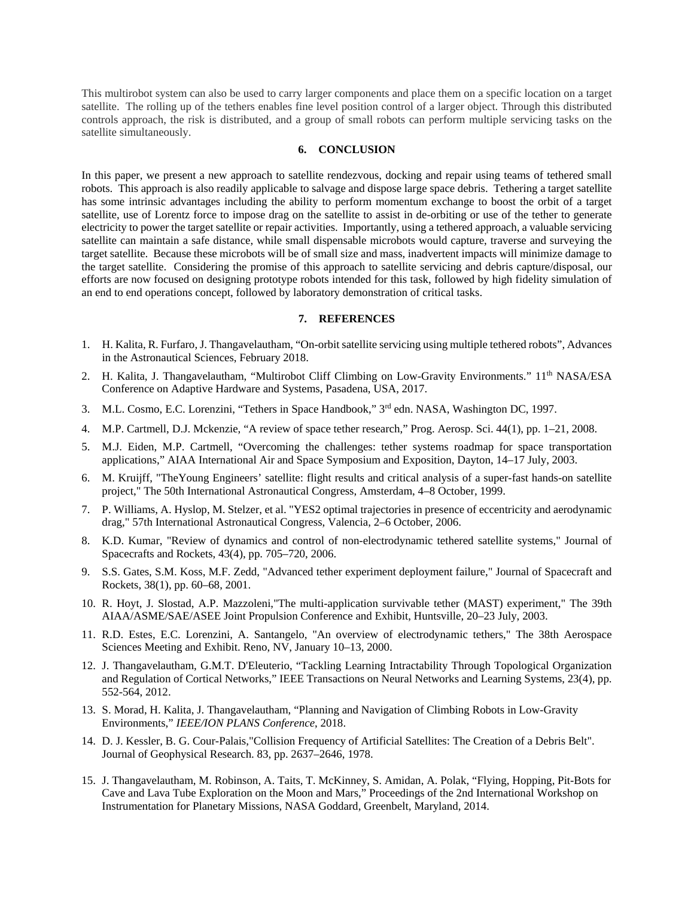This multirobot system can also be used to carry larger components and place them on a specific location on a target satellite. The rolling up of the tethers enables fine level position control of a larger object. Through this distributed controls approach, the risk is distributed, and a group of small robots can perform multiple servicing tasks on the satellite simultaneously.

## 6. CONCLUSION

In this paper, we present a new approach to satellite rendezvous, docking and repair using teams of tethered small robots. This approach is also readily applicable to salvage and dispose large space debris. Tethering a target satellite has some intrinsic advantages including the ability to perform momentum exchange to boost the orbit of a target satellite, use of Lorentz force to impose drag on the satellite to assist in de-orbiting or use of the tether to generate electricity to power the target satellite or repair activities. Importantly, using a tethered approach, a valuable servicing satellite can maintain a safe distance, while small dispensable microbots would capture, traverse and surveying the target satellite. Because these microbots will be of small size and mass, inadvertent impacts will minimize damage to the target satellite. Considering the promise of this approach to satellite servicing and debris capture/disposal, our efforts are now focused on designing prototype robots intended for this task, followed by high fidelity simulation of an end to end operations concept, followed by laboratory demonstration of critical tasks.

## 7. REFERENCES

1. H. Kalita, R. Furfaro, J. Thangavelautham, “On-orbit satellite servicing using multiple tethered robots”, Advances in the Astronautical Sciences, February 2018.
2. H. Kalita, J. Thangavelautham, “Multirobot Cliff Climbing on Low-Gravity Environments.” 11th NASA/ESA Conference on Adaptive Hardware and Systems, Pasadena, USA, 2017.
3. M.L. Cosmo, E.C. Lorenzini, “Tethers in Space Handbook,” 3rd edn. NASA, Washington DC, 1997.
4. M.P. Cartmell, D.J. Mckenzie, “A review of space tether research,” Prog. Aerosp. Sci. 44(1), pp. 1–21, 2008.
5. M.J. Eiden, M.P. Cartmell, “Overcoming the challenges: tether systems roadmap for space transportation applications,” AIAA International Air and Space Symposium and Exposition, Dayton, 14–17 July, 2003.
6. M. Kruijff, "TheYoung Engineers’ satellite: flight results and critical analysis of a super-fast hands-on satellite project," The 50th International Astronautical Congress, Amsterdam, 4–8 October, 1999.
7. P. Williams, A. Hyslop, M. Stelzer, et al. "YES2 optimal trajectories in presence of eccentricity and aerodynamic drag," 57th International Astronautical Congress, Valencia, 2–6 October, 2006.
8. K.D. Kumar, "Review of dynamics and control of non-electrodynamic tethered satellite systems," Journal of Spacecrafts and Rockets, 43(4), pp. 705–720, 2006.
9. S.S. Gates, S.M. Koss, M.F. Zedd, "Advanced tether experiment deployment failure," Journal of Spacecraft and Rockets, 38(1), pp. 60–68, 2001.
10. R. Hoyt, J. Slostad, A.P. Mazzoleni,"The multi-application survivable tether (MAST) experiment," The 39th AIAA/ASME/SAE/ASEE Joint Propulsion Conference and Exhibit, Huntsville, 20–23 July, 2003.
11. R.D. Estes, E.C. Lorenzini, A. Santangelo, "An overview of electrodynamic tethers," The 38th Aerospace Sciences Meeting and Exhibit. Reno, NV, January 10–13, 2000.
12. J. Thangavelautham, G.M.T. D'Eleuterio, “Tackling Learning Intractability Through Topological Organization and Regulation of Cortical Networks,” IEEE Transactions on Neural Networks and Learning Systems, 23(4), pp. 552-564, 2012.
13. S. Morad, H. Kalita, J. Thangavelautham, “Planning and Navigation of Climbing Robots in Low-Gravity Environments,” *IEEE/ION PLANS Conference*, 2018.
14. D. J. Kessler, B. G. Cour-Palais,"Collision Frequency of Artificial Satellites: The Creation of a Debris Belt". Journal of Geophysical Research. 83, pp. 2637–2646, 1978.
15. J. Thangavelautham, M. Robinson, A. Taits, T. McKinney, S. Amidan, A. Polak, “Flying, Hopping, Pit-Bots for Cave and Lava Tube Exploration on the Moon and Mars,” Proceedings of the 2nd International Workshop on Instrumentation for Planetary Missions, NASA Goddard, Greenbelt, Maryland, 2014.